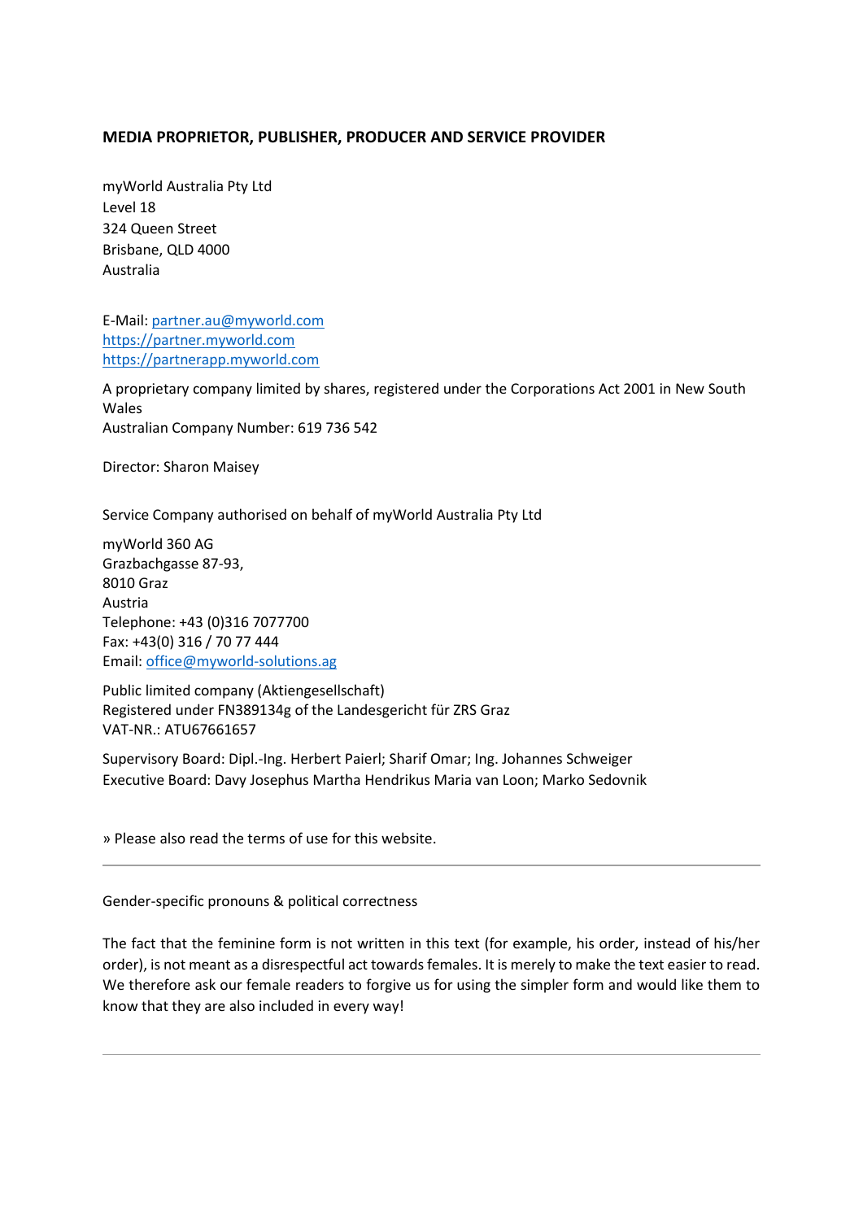**MEDIA PROPRIETOR, PUBLISHER, PRODUCER AND SERVICE PROVIDER**

myWorld Australia Pty Ltd
Level 18
324 Queen Street
Brisbane, QLD 4000
Australia

E-Mail: partner.au@myworld.com
https://partner.myworld.com
https://partnerapp.myworld.com

A proprietary company limited by shares, registered under the Corporations Act 2001 in New South Wales
Australian Company Number: 619 736 542

Director: Sharon Maisey

Service Company authorised on behalf of myWorld Australia Pty Ltd

myWorld 360 AG
Grazbachgasse 87-93,
8010 Graz
Austria
Telephone: +43 (0)316 7077700
Fax: +43(0) 316 / 70 77 444
Email: office@myworld-solutions.ag

Public limited company (Aktiengesellschaft)
Registered under FN389134g of the Landesgericht für ZRS Graz
VAT-NR.: ATU67661657

Supervisory Board: Dipl.-Ing. Herbert Paierl; Sharif Omar; Ing. Johannes Schweiger
Executive Board: Davy Josephus Martha Hendrikus Maria van Loon; Marko Sedovnik

» Please also read the terms of use for this website.

---

Gender-specific pronouns & political correctness

The fact that the feminine form is not written in this text (for example, his order, instead of his/her order), is not meant as a disrespectful act towards females. It is merely to make the text easier to read. We therefore ask our female readers to forgive us for using the simpler form and would like them to know that they are also included in every way!

---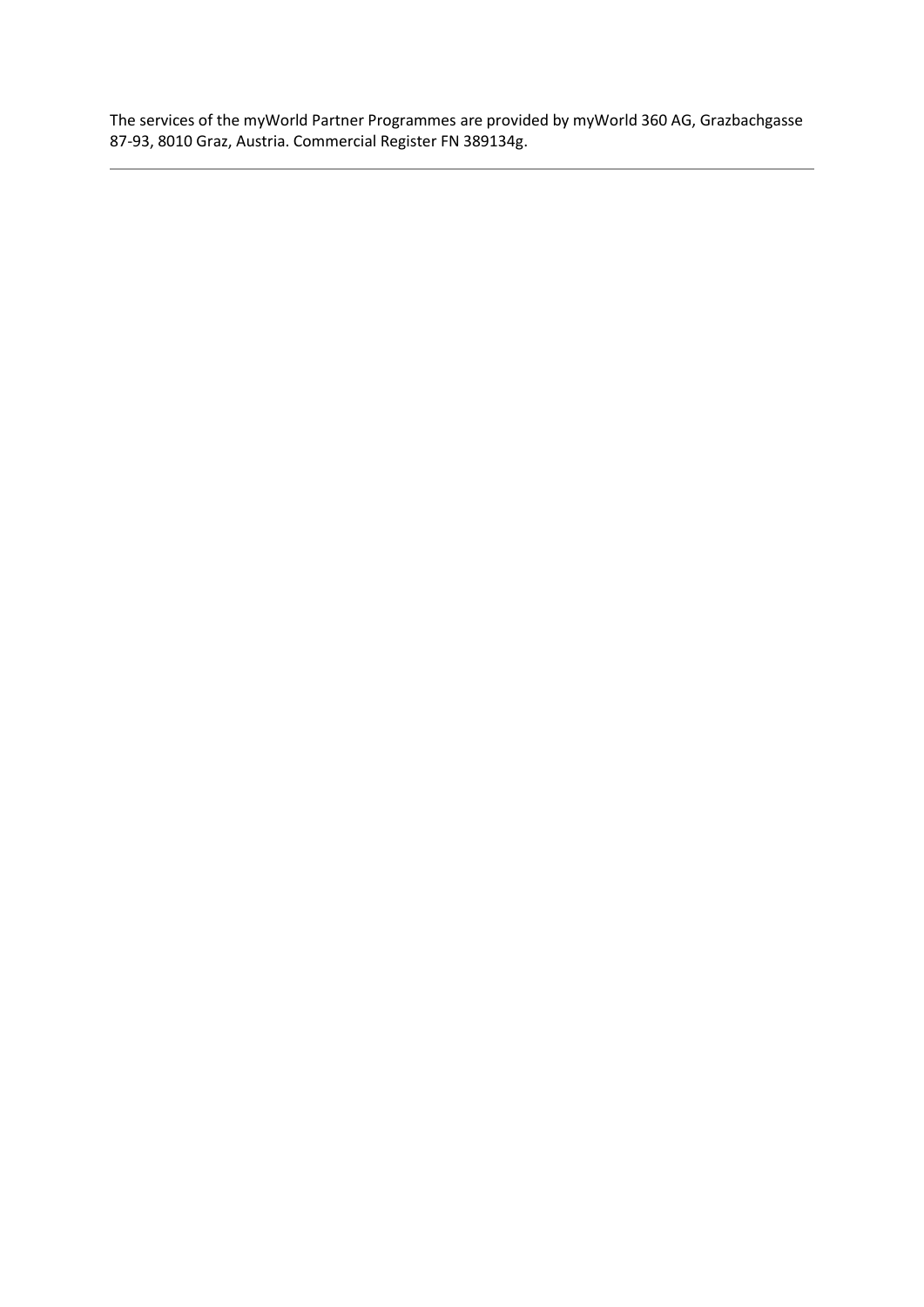The services of the myWorld Partner Programmes are provided by myWorld 360 AG, Grazbachgasse 87-93, 8010 Graz, Austria. Commercial Register FN 389134g.

---